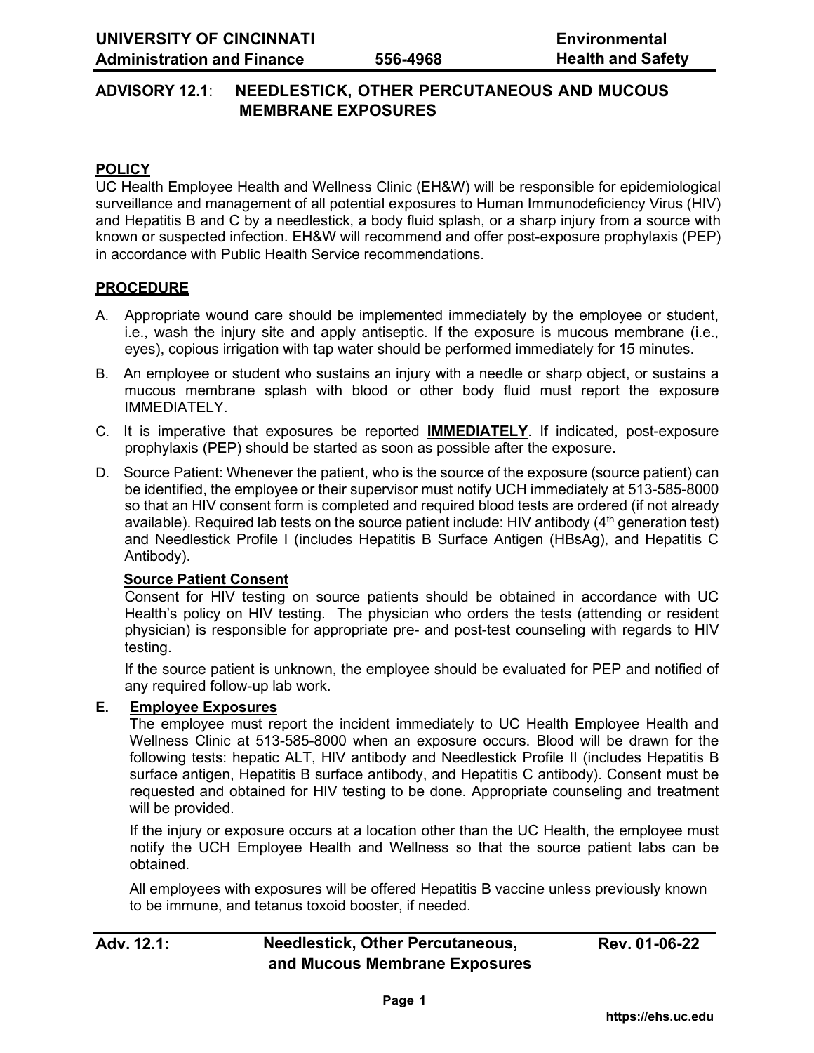# ADVISORY 12.1: NEEDLESTICK, OTHER PERCUTANEOUS AND MUCOUS MEMBRANE EXPOSURES

## POLICY

UC Health Employee Health and Wellness Clinic (EH&W) will be responsible for epidemiological surveillance and management of all potential exposures to Human Immunodeficiency Virus (HIV) and Hepatitis B and C by a needlestick, a body fluid splash, or a sharp injury from a source with known or suspected infection. EH&W will recommend and offer post-exposure prophylaxis (PEP) in accordance with Public Health Service recommendations.

## PROCEDURE

A. Appropriate wound care should be implemented immediately by the employee or student, i.e., wash the injury site and apply antiseptic. If the exposure is mucous membrane (i.e., eyes), copious irrigation with tap water should be performed immediately for 15 minutes.

B. An employee or student who sustains an injury with a needle or sharp object, or sustains a mucous membrane splash with blood or other body fluid must report the exposure IMMEDIATELY.

C. It is imperative that exposures be reported **IMMEDIATELY**. If indicated, post-exposure prophylaxis (PEP) should be started as soon as possible after the exposure.

D. Source Patient: Whenever the patient, who is the source of the exposure (source patient) can be identified, the employee or their supervisor must notify UCH immediately at 513-585-8000 so that an HIV consent form is completed and required blood tests are ordered (if not already available). Required lab tests on the source patient include: HIV antibody (4th generation test) and Needlestick Profile I (includes Hepatitis B Surface Antigen (HBsAg), and Hepatitis C Antibody).

**Source Patient Consent**

Consent for HIV testing on source patients should be obtained in accordance with UC Health's policy on HIV testing. The physician who orders the tests (attending or resident physician) is responsible for appropriate pre- and post-test counseling with regards to HIV testing.

If the source patient is unknown, the employee should be evaluated for PEP and notified of any required follow-up lab work.

**E. Employee Exposures**

The employee must report the incident immediately to UC Health Employee Health and Wellness Clinic at 513-585-8000 when an exposure occurs. Blood will be drawn for the following tests: hepatic ALT, HIV antibody and Needlestick Profile II (includes Hepatitis B surface antigen, Hepatitis B surface antibody, and Hepatitis C antibody). Consent must be requested and obtained for HIV testing to be done. Appropriate counseling and treatment will be provided.

If the injury or exposure occurs at a location other than the UC Health, the employee must notify the UCH Employee Health and Wellness so that the source patient labs can be obtained.

All employees with exposures will be offered Hepatitis B vaccine unless previously known to be immune, and tetanus toxoid booster, if needed.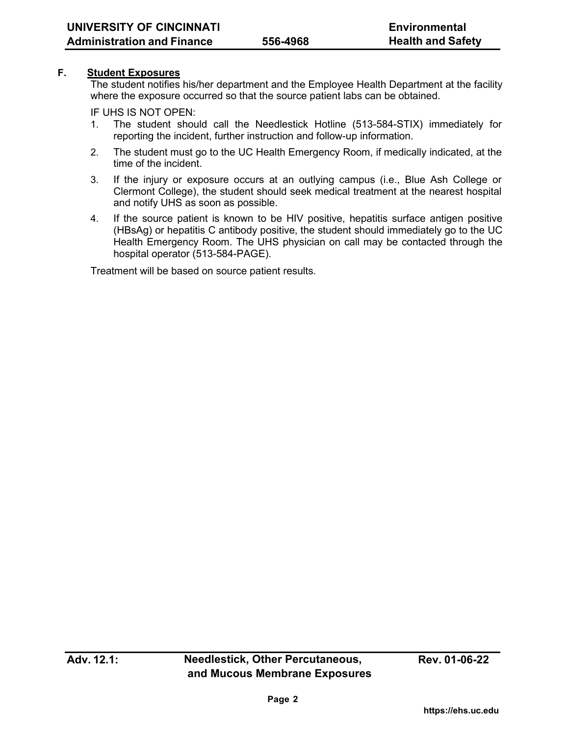**F. Student Exposures**

The student notifies his/her department and the Employee Health Department at the facility where the exposure occurred so that the source patient labs can be obtained.

IF UHS IS NOT OPEN:

1. The student should call the Needlestick Hotline (513-584-STIX) immediately for reporting the incident, further instruction and follow-up information.
2. The student must go to the UC Health Emergency Room, if medically indicated, at the time of the incident.
3. If the injury or exposure occurs at an outlying campus (i.e., Blue Ash College or Clermont College), the student should seek medical treatment at the nearest hospital and notify UHS as soon as possible.
4. If the source patient is known to be HIV positive, hepatitis surface antigen positive (HBsAg) or hepatitis C antibody positive, the student should immediately go to the UC Health Emergency Room. The UHS physician on call may be contacted through the hospital operator (513-584-PAGE).

Treatment will be based on source patient results.